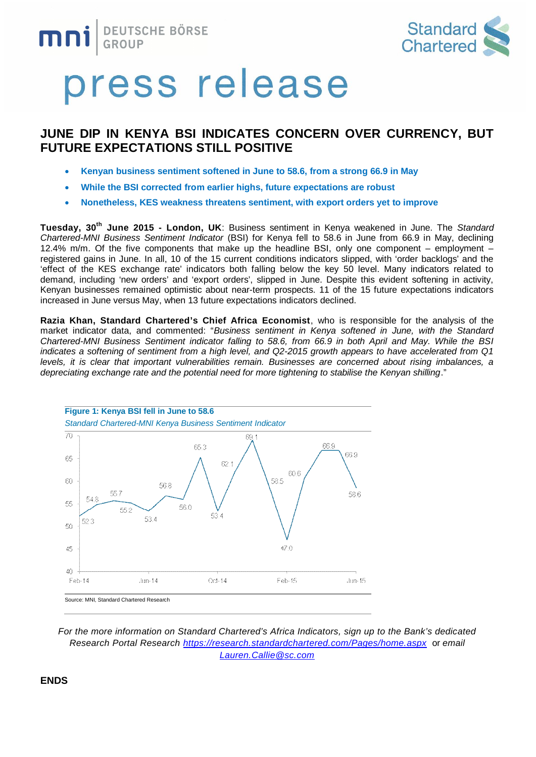mni | DEUTSCHE BÖRSE GROUP

Standard Chartered

# press release

## JUNE DIP IN KENYA BSI INDICATES CONCERN OVER CURRENCY, BUT FUTURE EXPECTATIONS STILL POSITIVE

- **Kenyan business sentiment softened in June to 58.6, from a strong 66.9 in May**
- **While the BSI corrected from earlier highs, future expectations are robust**
- **Nonetheless, KES weakness threatens sentiment, with export orders yet to improve**

**Tuesday, 30th June 2015 - London, UK**: Business sentiment in Kenya weakened in June. The *Standard Chartered-MNI Business Sentiment Indicator* (BSI) for Kenya fell to 58.6 in June from 66.9 in May, declining 12.4% m/m. Of the five components that make up the headline BSI, only one component – employment – registered gains in June. In all, 10 of the 15 current conditions indicators slipped, with 'order backlogs' and the 'effect of the KES exchange rate' indicators both falling below the key 50 level. Many indicators related to demand, including 'new orders' and 'export orders', slipped in June. Despite this evident softening in activity, Kenyan businesses remained optimistic about near-term prospects. 11 of the 15 future expectations indicators increased in June versus May, when 13 future expectations indicators declined.

**Razia Khan, Standard Chartered's Chief Africa Economist**, who is responsible for the analysis of the market indicator data, and commented: "*Business sentiment in Kenya softened in June, with the Standard Chartered-MNI Business Sentiment indicator falling to 58.6, from 66.9 in both April and May. While the BSI indicates a softening of sentiment from a high level, and Q2-2015 growth appears to have accelerated from Q1 levels, it is clear that important vulnerabilities remain. Businesses are concerned about rising imbalances, a depreciating exchange rate and the potential need for more tightening to stabilise the Kenyan shilling*."

**Figure 1: Kenya BSI fell in June to 58.6**

*Standard Chartered-MNI Kenya Business Sentiment Indicator*

| Month | BSI |
|---|---|
| Feb-14 | 52.3 |
| Mar-14 | 54.8 |
| Apr-14 | 55.7 |
| May-14 | 55.2 |
| Jun-14 | 53.4 |
| Jul-14 | 56.8 |
| Aug-14 | 56.0 |
| Sep-14 | 65.3 |
| Oct-14 | 53.4 |
| Nov-14 | 62.1 |
| Dec-14 | 69.1 |
| Jan-15 | 58.5 |
| Feb-15 | 47.0 |
| Mar-15 | 60.6 |
| Apr-15 | 66.9 |
| May-15 | 66.9 |
| Jun-15 | 58.6 |

Source: MNI, Standard Chartered Research

*For the more information on Standard Chartered's Africa Indicators, sign up to the Bank's dedicated Research Portal Research* https://research.standardchartered.com/Pages/home.aspx *or email* Lauren.Callie@sc.com

**ENDS**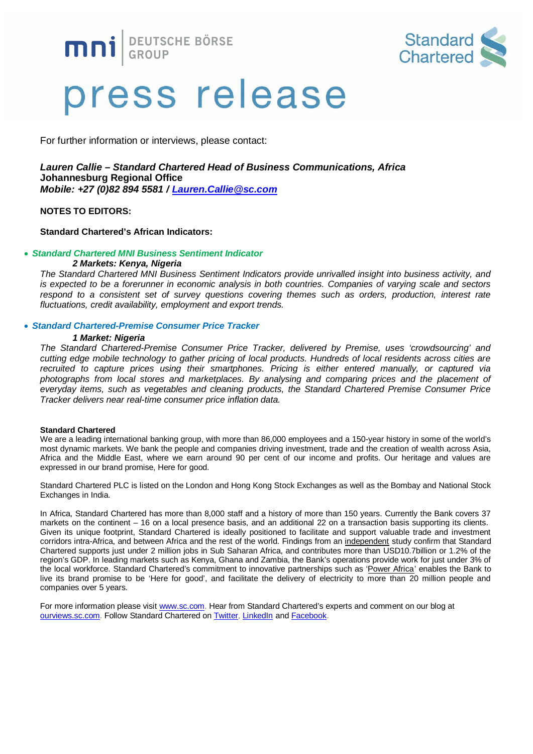# press release

For further information or interviews, please contact:

***Lauren Callie – Standard Chartered Head of Business Communications, Africa***
**Johannesburg Regional Office**
***Mobile: +27 (0)82 894 5581 / [Lauren.Callie@sc.com](mailto:Lauren.Callie@sc.com)***

**NOTES TO EDITORS:**

**Standard Chartered's African Indicators:**

- ***Standard Chartered MNI Business Sentiment Indicator***

  ***2 Markets: Kenya, Nigeria***

  *The Standard Chartered MNI Business Sentiment Indicators provide unrivalled insight into business activity, and is expected to be a forerunner in economic analysis in both countries. Companies of varying scale and sectors respond to a consistent set of survey questions covering themes such as orders, production, interest rate fluctuations, credit availability, employment and export trends.*

- ***Standard Chartered-Premise Consumer Price Tracker***

  ***1 Market: Nigeria***

  *The Standard Chartered-Premise Consumer Price Tracker, delivered by Premise, uses 'crowdsourcing' and cutting edge mobile technology to gather pricing of local products. Hundreds of local residents across cities are recruited to capture prices using their smartphones. Pricing is either entered manually, or captured via photographs from local stores and marketplaces. By analysing and comparing prices and the placement of everyday items, such as vegetables and cleaning products, the Standard Chartered Premise Consumer Price Tracker delivers near real-time consumer price inflation data.*

**Standard Chartered**

We are a leading international banking group, with more than 86,000 employees and a 150-year history in some of the world's most dynamic markets. We bank the people and companies driving investment, trade and the creation of wealth across Asia, Africa and the Middle East, where we earn around 90 per cent of our income and profits. Our heritage and values are expressed in our brand promise, Here for good.

Standard Chartered PLC is listed on the London and Hong Kong Stock Exchanges as well as the Bombay and National Stock Exchanges in India.

In Africa, Standard Chartered has more than 8,000 staff and a history of more than 150 years. Currently the Bank covers 37 markets on the continent – 16 on a local presence basis, and an additional 22 on a transaction basis supporting its clients. Given its unique footprint, Standard Chartered is ideally positioned to facilitate and support valuable trade and investment corridors intra-Africa, and between Africa and the rest of the world. Findings from an independent study confirm that Standard Chartered supports just under 2 million jobs in Sub Saharan Africa, and contributes more than USD10.7billion or 1.2% of the region's GDP. In leading markets such as Kenya, Ghana and Zambia, the Bank's operations provide work for just under 3% of the local workforce. Standard Chartered's commitment to innovative partnerships such as 'Power Africa' enables the Bank to live its brand promise to be 'Here for good', and facilitate the delivery of electricity to more than 20 million people and companies over 5 years.

For more information please visit www.sc.com. Hear from Standard Chartered's experts and comment on our blog at ourviews.sc.com. Follow Standard Chartered on Twitter, LinkedIn and Facebook.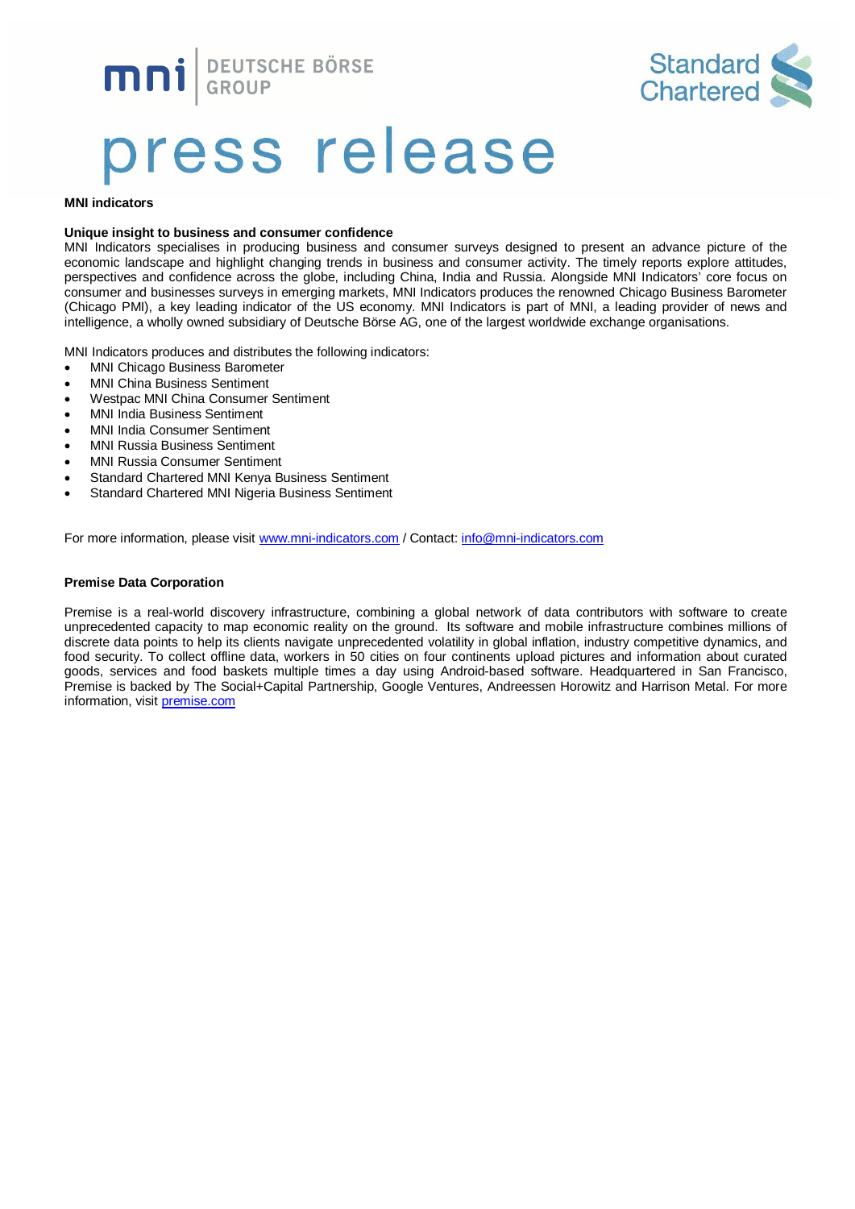# press release

**MNI indicators**

**Unique insight to business and consumer confidence**

MNI Indicators specialises in producing business and consumer surveys designed to present an advance picture of the economic landscape and highlight changing trends in business and consumer activity. The timely reports explore attitudes, perspectives and confidence across the globe, including China, India and Russia. Alongside MNI Indicators' core focus on consumer and businesses surveys in emerging markets, MNI Indicators produces the renowned Chicago Business Barometer (Chicago PMI), a key leading indicator of the US economy. MNI Indicators is part of MNI, a leading provider of news and intelligence, a wholly owned subsidiary of Deutsche Börse AG, one of the largest worldwide exchange organisations.

MNI Indicators produces and distributes the following indicators:

- MNI Chicago Business Barometer
- MNI China Business Sentiment
- Westpac MNI China Consumer Sentiment
- MNI India Business Sentiment
- MNI India Consumer Sentiment
- MNI Russia Business Sentiment
- MNI Russia Consumer Sentiment
- Standard Chartered MNI Kenya Business Sentiment
- Standard Chartered MNI Nigeria Business Sentiment

For more information, please visit www.mni-indicators.com / Contact: info@mni-indicators.com

**Premise Data Corporation**

Premise is a real-world discovery infrastructure, combining a global network of data contributors with software to create unprecedented capacity to map economic reality on the ground. Its software and mobile infrastructure combines millions of discrete data points to help its clients navigate unprecedented volatility in global inflation, industry competitive dynamics, and food security. To collect offline data, workers in 50 cities on four continents upload pictures and information about curated goods, services and food baskets multiple times a day using Android-based software. Headquartered in San Francisco, Premise is backed by The Social+Capital Partnership, Google Ventures, Andreessen Horowitz and Harrison Metal. For more information, visit premise.com